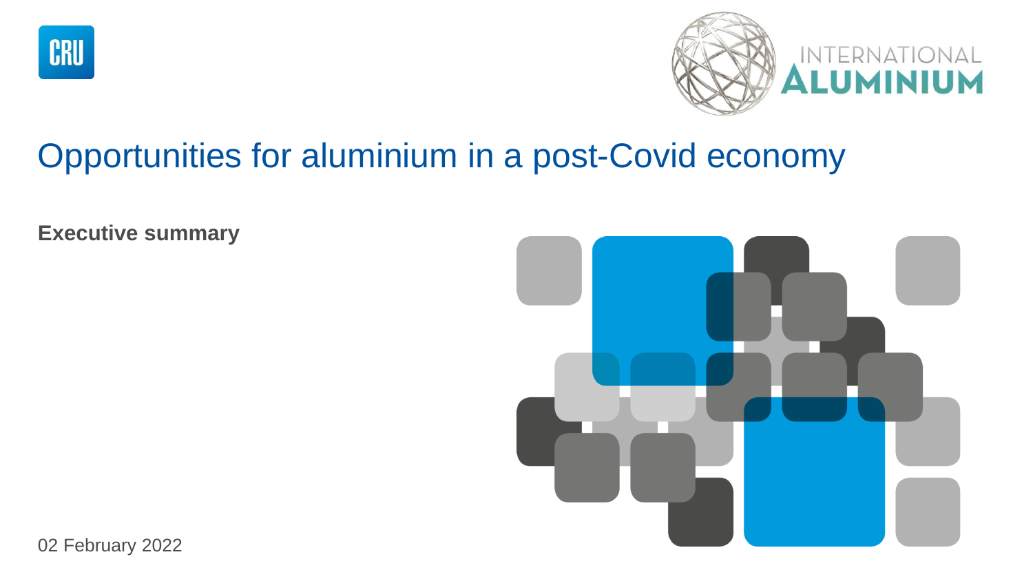# Opportunities for aluminium in a post-Covid economy

**Executive summary**

02 February 2022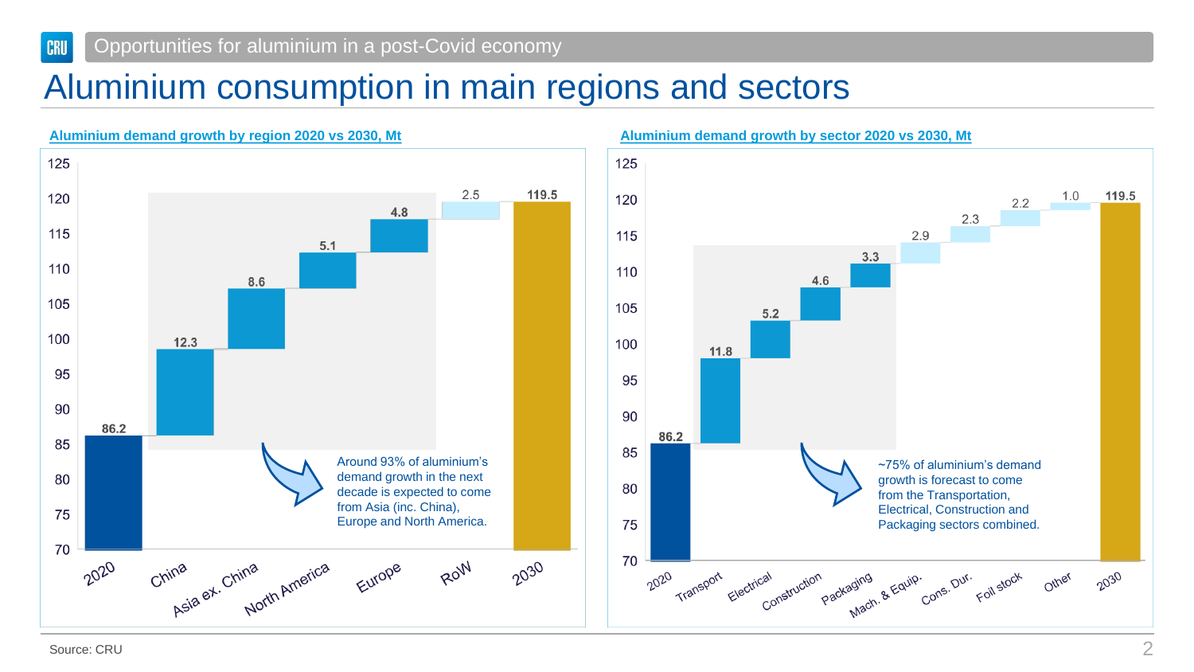# Aluminium consumption in main regions and sectors

Opportunities for aluminium in a post-Covid economy

## Aluminium demand growth by region 2020 vs 2030, Mt

| | 2020 | China | Asia ex. China | North America | Europe | RoW | 2030 |
|---|---|---|---|---|---|---|---|
| Mt | 86.2 | 12.3 | 8.6 | 5.1 | 4.8 | 2.5 | 119.5 |

Around 93% of aluminium's demand growth in the next decade is expected to come from Asia (inc. China), Europe and North America.

## Aluminium demand growth by sector 2020 vs 2030, Mt

| | 2020 | Transport | Electrical | Construction | Packaging | Mach. & Equip. | Cons. Dur. | Foil stock | Other | 2030 |
|---|---|---|---|---|---|---|---|---|---|---|
| Mt | 86.2 | 11.8 | 5.2 | 4.6 | 3.3 | 2.9 | 2.3 | 2.2 | 1.0 | 119.5 |

~75% of aluminium's demand growth is forecast to come from the Transportation, Electrical, Construction and Packaging sectors combined.

Source: CRU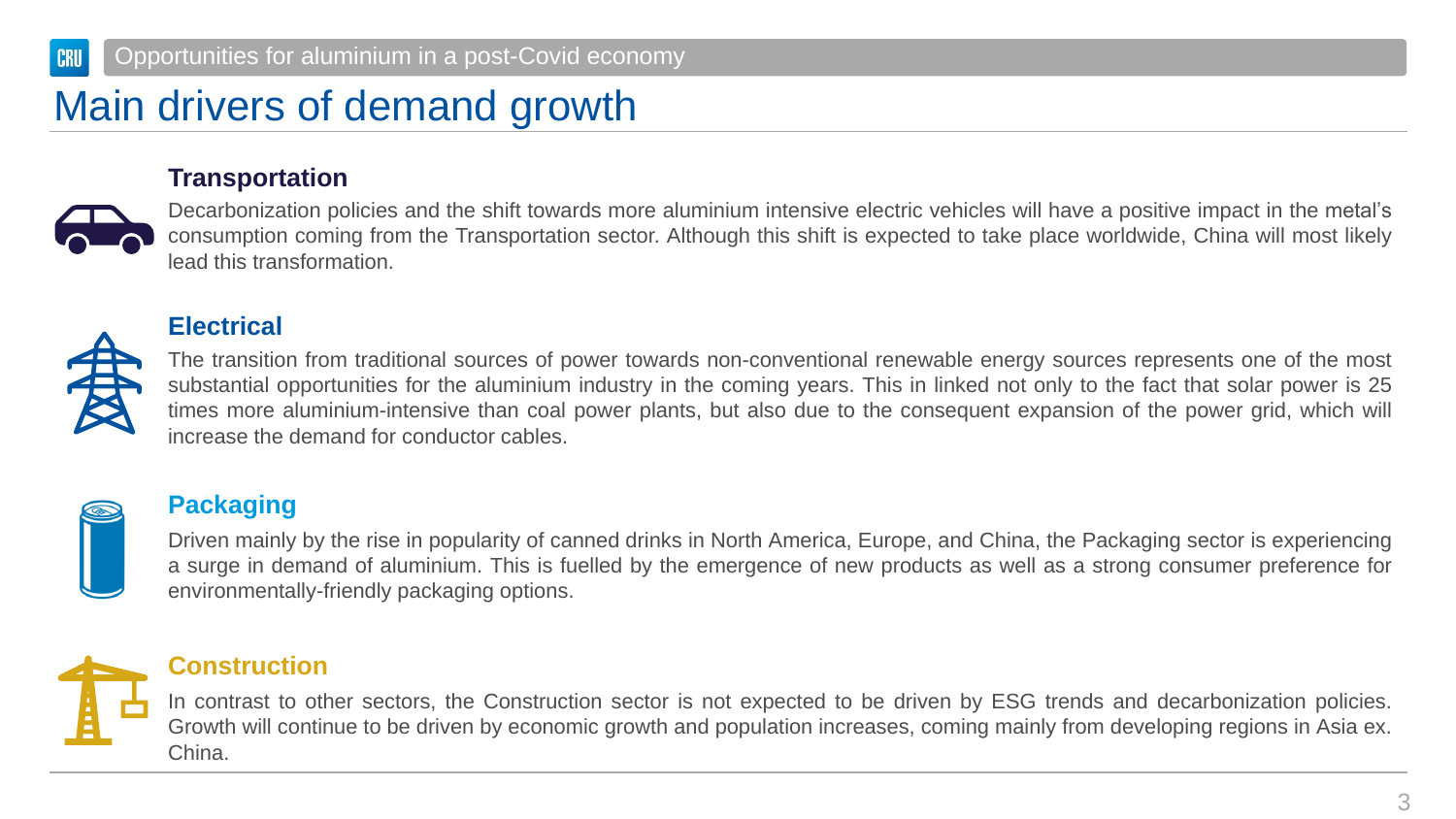# Main drivers of demand growth

### Transportation

Decarbonization policies and the shift towards more aluminium intensive electric vehicles will have a positive impact in the metal's consumption coming from the Transportation sector. Although this shift is expected to take place worldwide, China will most likely lead this transformation.

### Electrical

The transition from traditional sources of power towards non-conventional renewable energy sources represents one of the most substantial opportunities for the aluminium industry in the coming years. This in linked not only to the fact that solar power is 25 times more aluminium-intensive than coal power plants, but also due to the consequent expansion of the power grid, which will increase the demand for conductor cables.

### Packaging

Driven mainly by the rise in popularity of canned drinks in North America, Europe, and China, the Packaging sector is experiencing a surge in demand of aluminium. This is fuelled by the emergence of new products as well as a strong consumer preference for environmentally-friendly packaging options.

### Construction

In contrast to other sectors, the Construction sector is not expected to be driven by ESG trends and decarbonization policies. Growth will continue to be driven by economic growth and population increases, coming mainly from developing regions in Asia ex. China.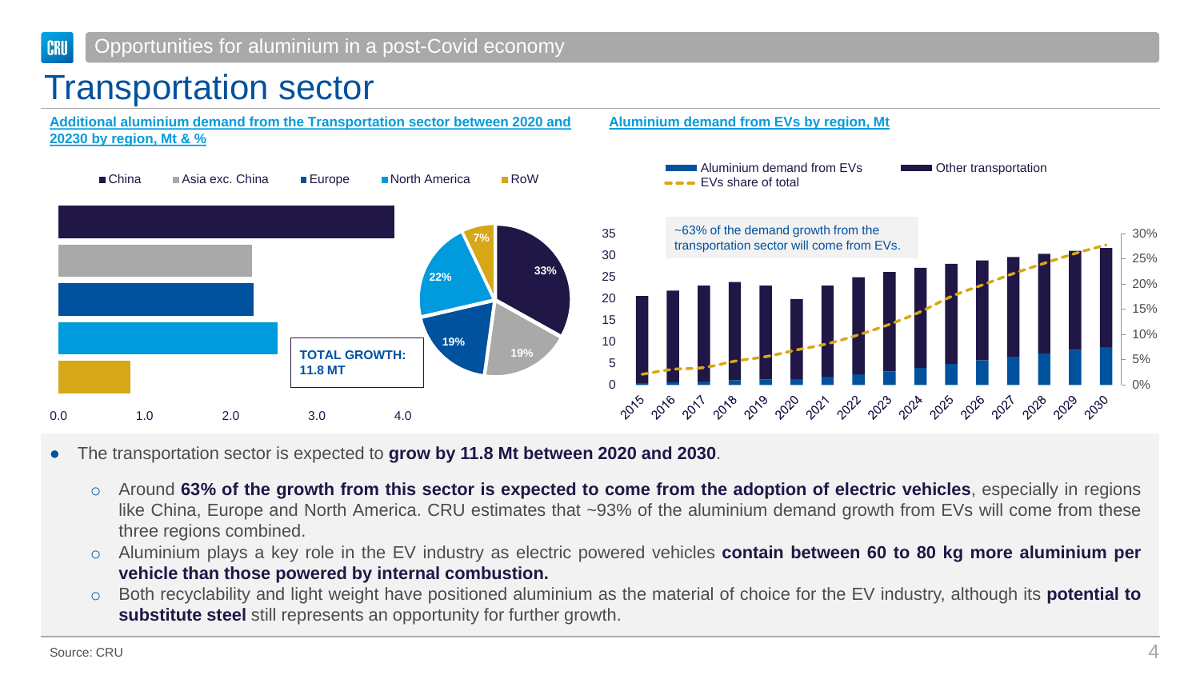# Transportation sector

**Additional aluminium demand from the Transportation sector between 2020 and 20230 by region, Mt & %**

China | Asia exc. China | Europe | North America | RoW

0.0 1.0 2.0 3.0 4.0

**TOTAL GROWTH: 11.8 MT**

33% 19% 19% 22% 7%

**Aluminium demand from EVs by region, Mt**

Aluminium demand from EVs | Other transportation | EVs share of total

~63% of the demand growth from the transportation sector will come from EVs.

- The transportation sector is expected to **grow by 11.8 Mt between 2020 and 2030**.
  - Around **63% of the growth from this sector is expected to come from the adoption of electric vehicles**, especially in regions like China, Europe and North America. CRU estimates that ~93% of the aluminium demand growth from EVs will come from these three regions combined.
  - Aluminium plays a key role in the EV industry as electric powered vehicles **contain between 60 to 80 kg more aluminium per vehicle than those powered by internal combustion.**
  - Both recyclability and light weight have positioned aluminium as the material of choice for the EV industry, although its **potential to substitute steel** still represents an opportunity for further growth.

Source: CRU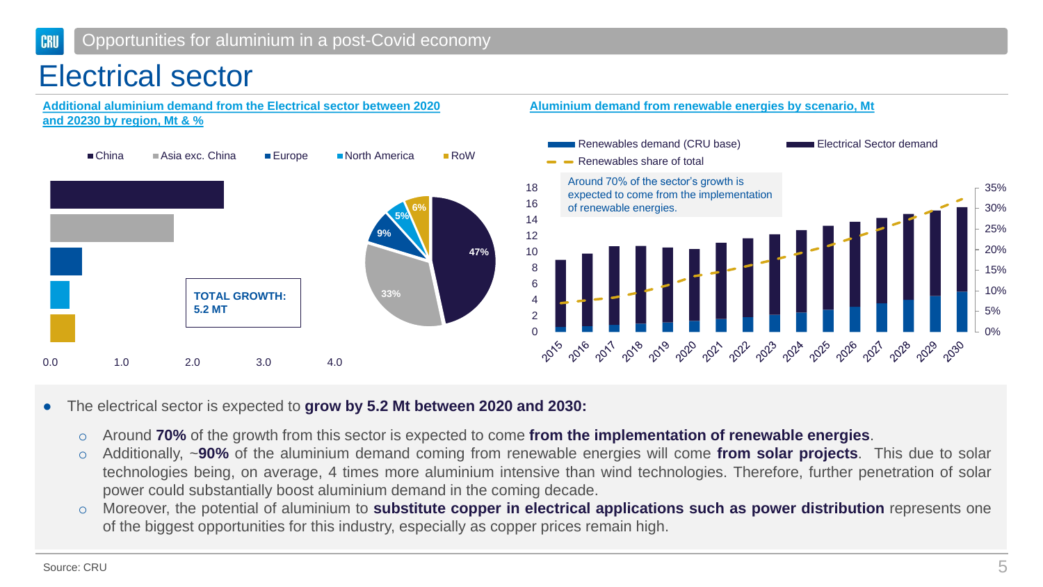# Electrical sector

**Additional aluminium demand from the Electrical sector between 2020 and 20230 by region, Mt & %**

China | Asia exc. China | Europe | North America | RoW

**TOTAL GROWTH: 5.2 MT**

0.0 | 1.0 | 2.0 | 3.0 | 4.0

47% | 33% | 9% | 5% | 6%

**Aluminium demand from renewable energies by scenario, Mt**

Renewables demand (CRU base) | Electrical Sector demand | Renewables share of total

Around 70% of the sector's growth is expected to come from the implementation of renewable energies.

- The electrical sector is expected to **grow by 5.2 Mt between 2020 and 2030:**
  - Around **70%** of the growth from this sector is expected to come **from the implementation of renewable energies**.
  - Additionally, ~**90%** of the aluminium demand coming from renewable energies will come **from solar projects**. This due to solar technologies being, on average, 4 times more aluminium intensive than wind technologies. Therefore, further penetration of solar power could substantially boost aluminium demand in the coming decade.
  - Moreover, the potential of aluminium to **substitute copper in electrical applications such as power distribution** represents one of the biggest opportunities for this industry, especially as copper prices remain high.

Source: CRU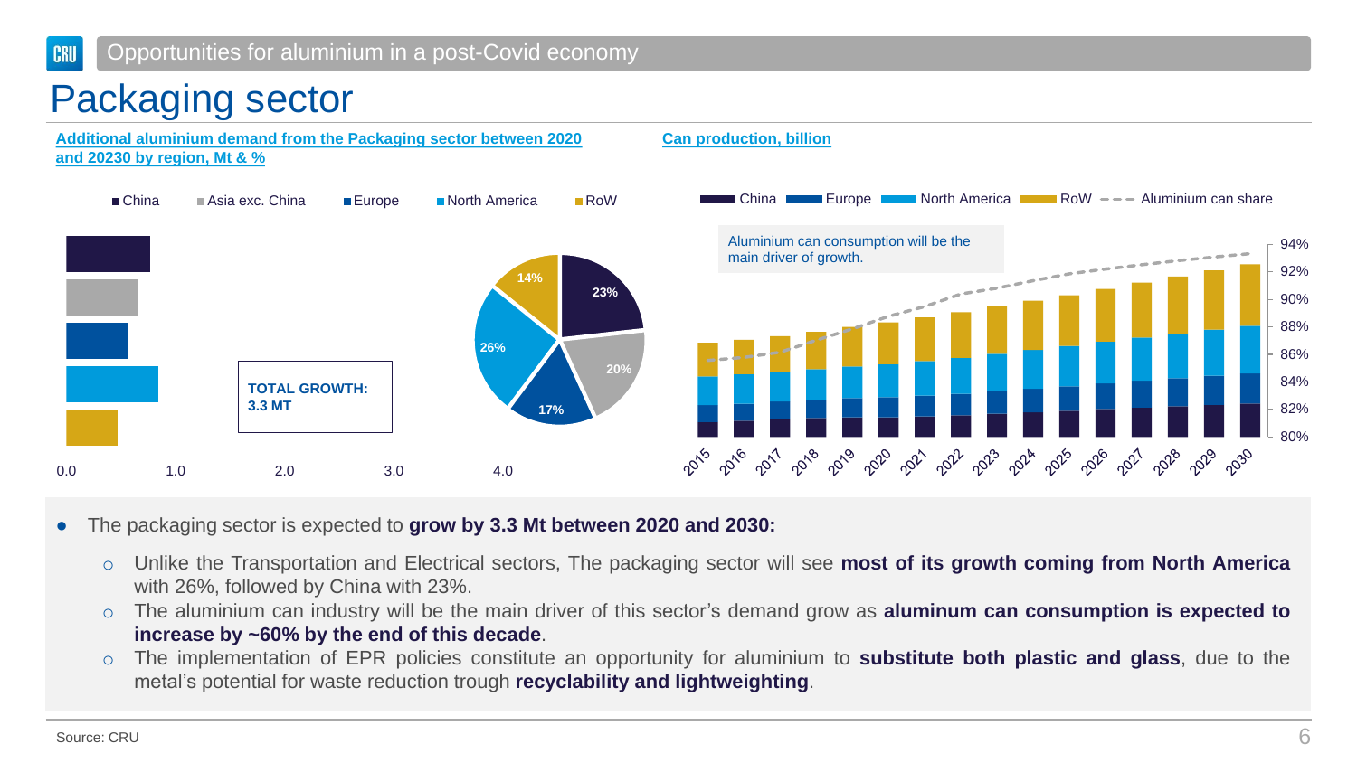# Packaging sector

**Additional aluminium demand from the Packaging sector between 2020 and 20230 by region, Mt & %**

China | Asia exc. China | Europe | North America | RoW

TOTAL GROWTH: 3.3 MT

0.0 | 1.0 | 2.0 | 3.0 | 4.0

23% | 20% | 17% | 26% | 14%

**Can production, billion**

China | Europe | North America | RoW | Aluminium can share

Aluminium can consumption will be the main driver of growth.

94% | 92% | 90% | 88% | 86% | 84% | 82% | 80%

2015 | 2016 | 2017 | 2018 | 2019 | 2020 | 2021 | 2022 | 2023 | 2024 | 2025 | 2026 | 2027 | 2028 | 2029 | 2030

- The packaging sector is expected to **grow by 3.3 Mt between 2020 and 2030:**
  - Unlike the Transportation and Electrical sectors, The packaging sector will see **most of its growth coming from North America** with 26%, followed by China with 23%.
  - The aluminium can industry will be the main driver of this sector's demand grow as **aluminum can consumption is expected to increase by ~60% by the end of this decade**.
  - The implementation of EPR policies constitute an opportunity for aluminium to **substitute both plastic and glass**, due to the metal's potential for waste reduction trough **recyclability and lightweighting**.

Source: CRU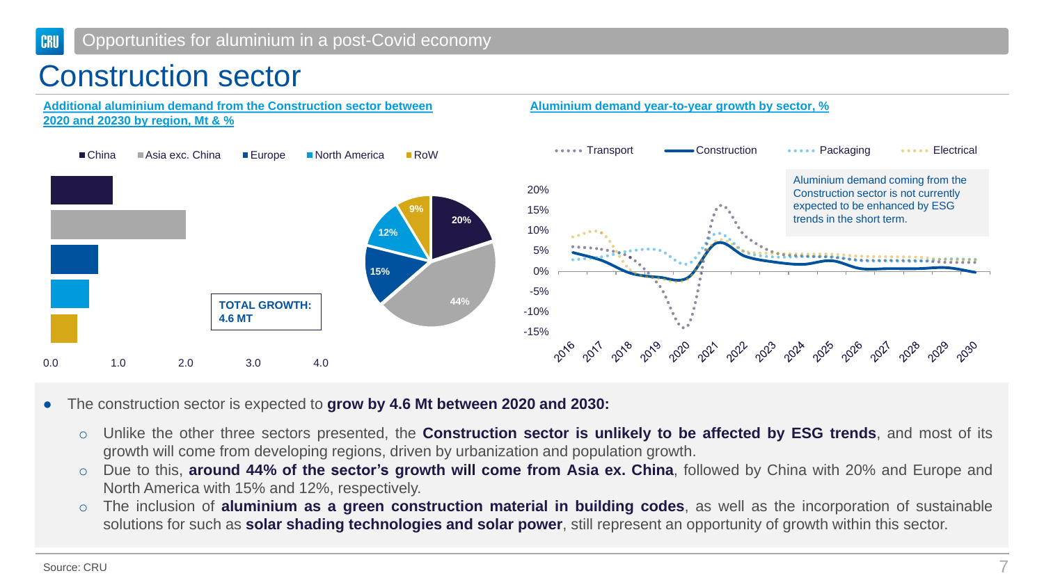# Construction sector

**Additional aluminium demand from the Construction sector between 2020 and 20230 by region, Mt & %**

China | Asia exc. China | Europe | North America | RoW

0.0 | 1.0 | 2.0 | 3.0 | 4.0

**TOTAL GROWTH: 4.6 MT**

| Region | Share |
| --- | --- |
| China | 20% |
| Asia exc. China | 44% |
| Europe | 15% |
| North America | 12% |
| RoW | 9% |

**Aluminium demand year-to-year growth by sector, %**

Transport | Construction | Packaging | Electrical

Aluminium demand coming from the Construction sector is not currently expected to be enhanced by ESG trends in the short term.

- The construction sector is expected to **grow by 4.6 Mt between 2020 and 2030:**
  - Unlike the other three sectors presented, the **Construction sector is unlikely to be affected by ESG trends**, and most of its growth will come from developing regions, driven by urbanization and population growth.
  - Due to this, **around 44% of the sector's growth will come from Asia ex. China**, followed by China with 20% and Europe and North America with 15% and 12%, respectively.
  - The inclusion of **aluminium as a green construction material in building codes**, as well as the incorporation of sustainable solutions for such as **solar shading technologies and solar power**, still represent an opportunity of growth within this sector.

Source: CRU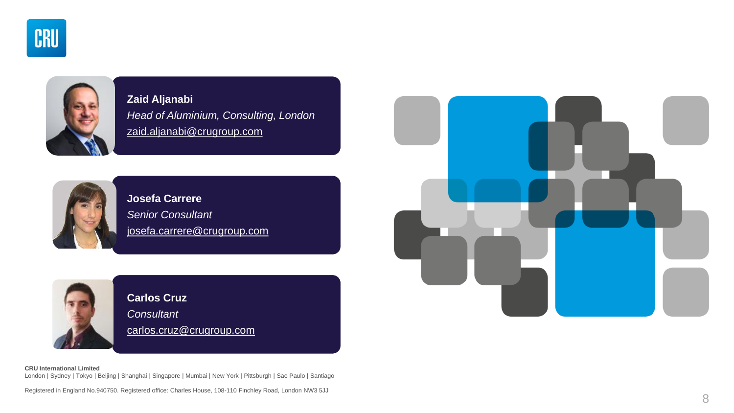**Zaid Aljanabi**

*Head of Aluminium, Consulting, London*

zaid.aljanabi@crugroup.com

**Josefa Carrere**

*Senior Consultant*

josefa.carrere@crugroup.com

**Carlos Cruz**

*Consultant*

carlos.cruz@crugroup.com

**CRU International Limited**

London | Sydney | Tokyo | Beijing | Shanghai | Singapore | Mumbai | New York | Pittsburgh | Sao Paulo | Santiago

Registered in England No.940750. Registered office: Charles House, 108-110 Finchley Road, London NW3 5JJ